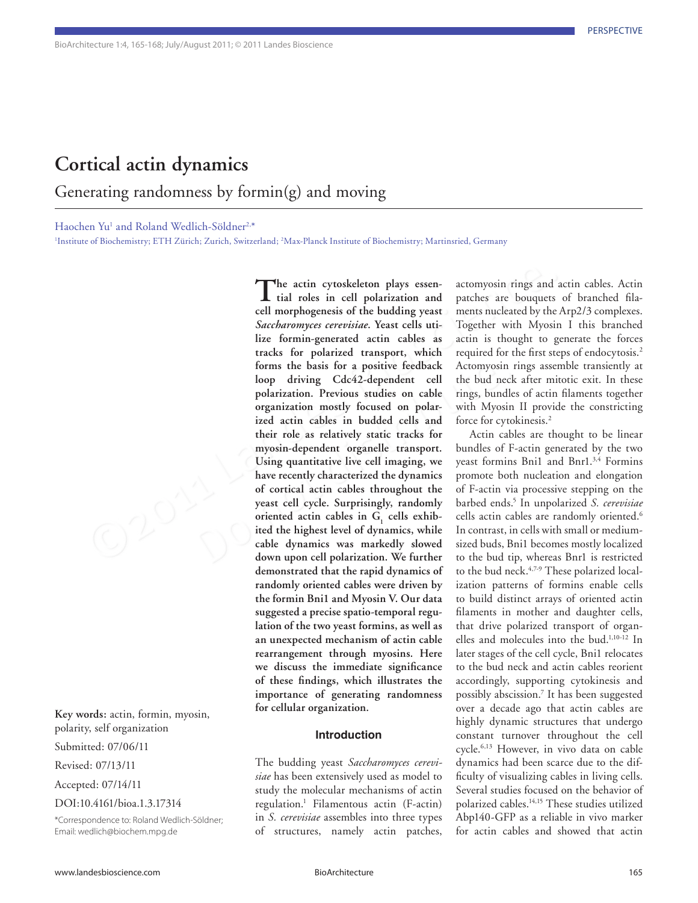# Cortical actin dynamics

## Generating randomness by formin(g) and moving

Haochen Yu[1] and Roland Wedlich-Söldner[2,*]

[1]Institute of Biochemistry; ETH Zürich; Zurich, Switzerland; [2]Max-Planck Institute of Biochemistry; Martinsried, Germany

**Key words:** actin, formin, myosin, polarity, self organization

Submitted: 07/06/11

Revised: 07/13/11

Accepted: 07/14/11

DOI:10.4161/bioa.1.3.17314

*Correspondence to: Roland Wedlich-Söldner; Email: wedlich@biochem.mpg.de

**The actin cytoskeleton plays essential roles in cell polarization and cell morphogenesis of the budding yeast *Saccharomyces cerevisiae*. Yeast cells utilize formin-generated actin cables as tracks for polarized transport, which forms the basis for a positive feedback loop driving Cdc42-dependent cell polarization. Previous studies on cable organization mostly focused on polarized actin cables in budded cells and their role as relatively static tracks for myosin-dependent organelle transport. Using quantitative live cell imaging, we have recently characterized the dynamics of cortical actin cables throughout the yeast cell cycle. Surprisingly, randomly oriented actin cables in $G_1$ cells exhibited the highest level of dynamics, while cable dynamics was markedly slowed down upon cell polarization. We further demonstrated that the rapid dynamics of randomly oriented cables were driven by the formin Bni1 and Myosin V. Our data suggested a precise spatio-temporal regulation of the two yeast formins, as well as an unexpected mechanism of actin cable rearrangement through myosins. Here we discuss the immediate significance of these findings, which illustrates the importance of generating randomness for cellular organization.**

## Introduction

The budding yeast *Saccharomyces cerevisiae* has been extensively used as model to study the molecular mechanisms of actin regulation.[1] Filamentous actin (F-actin) in *S. cerevisiae* assembles into three types of structures, namely actin patches, actomyosin rings and actin cables. Actin patches are bouquets of branched filaments nucleated by the Arp2/3 complexes. Together with Myosin I this branched actin is thought to generate the forces required for the first steps of endocytosis.[2] Actomyosin rings assemble transiently at the bud neck after mitotic exit. In these rings, bundles of actin filaments together with Myosin II provide the constricting force for cytokinesis.[2]

Actin cables are thought to be linear bundles of F-actin generated by the two yeast formins Bni1 and Bnr1.[3,4] Formins promote both nucleation and elongation of F-actin via processive stepping on the barbed ends.[5] In unpolarized *S. cerevisiae* cells actin cables are randomly oriented.[6] In contrast, in cells with small or medium-sized buds, Bni1 becomes mostly localized to the bud tip, whereas Bnr1 is restricted to the bud neck.[4,7-9] These polarized localization patterns of formins enable cells to build distinct arrays of oriented actin filaments in mother and daughter cells, that drive polarized transport of organelles and molecules into the bud.[1,10-12] In later stages of the cell cycle, Bni1 relocates to the bud neck and actin cables reorient accordingly, supporting cytokinesis and possibly abscission.[7] It has been suggested over a decade ago that actin cables are highly dynamic structures that undergo constant turnover throughout the cell cycle.[6,13] However, in vivo data on cable dynamics had been scarce due to the difficulty of visualizing cables in living cells. Several studies focused on the behavior of polarized cables.[14,15] These studies utilized Abp140-GFP as a reliable in vivo marker for actin cables and showed that actin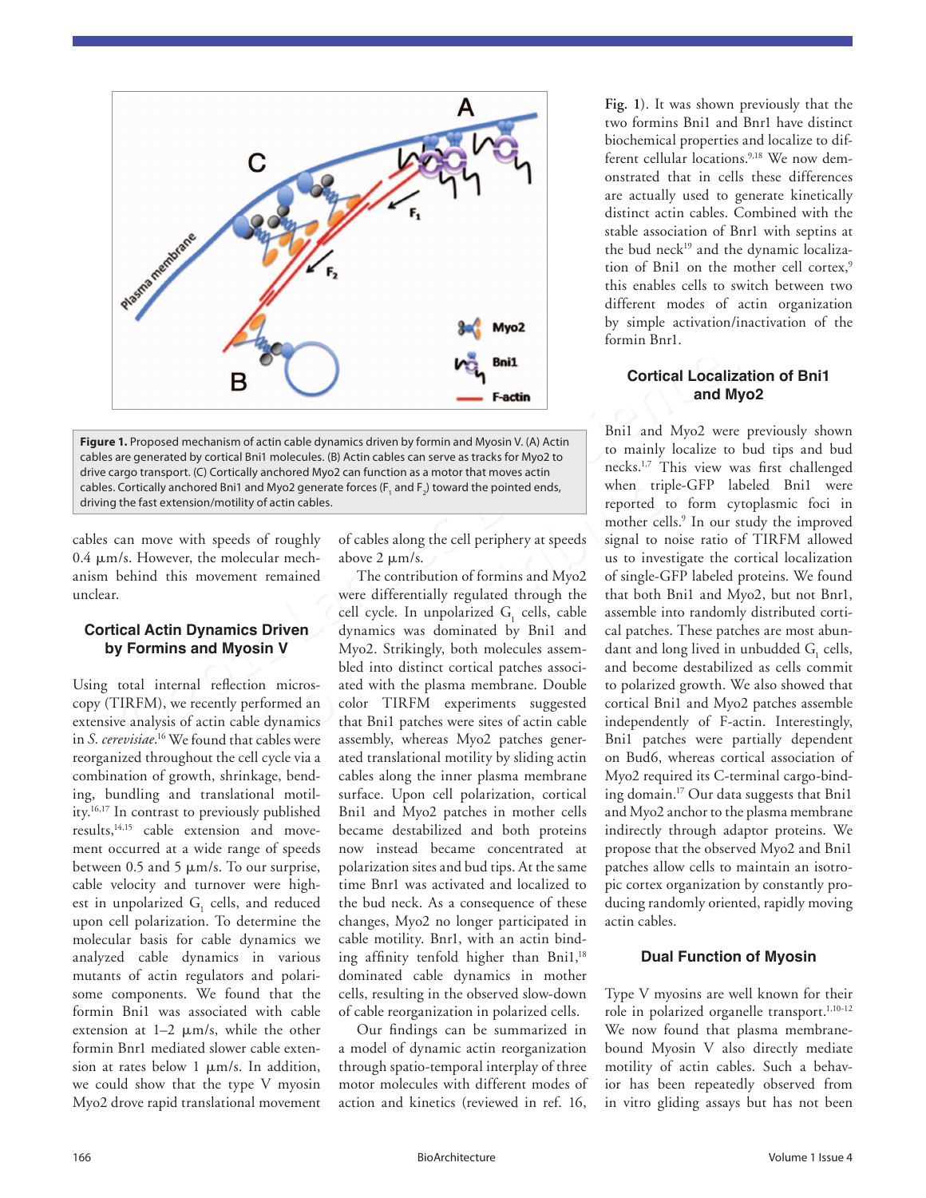**Figure 1.** Proposed mechanism of actin cable dynamics driven by formin and Myosin V. (A) Actin cables are generated by cortical Bni1 molecules. (B) Actin cables can serve as tracks for Myo2 to drive cargo transport. (C) Cortically anchored Myo2 can function as a motor that moves actin cables. Cortically anchored Bni1 and Myo2 generate forces ($F_1$ and $F_2$) toward the pointed ends, driving the fast extension/motility of actin cables.

cables can move with speeds of roughly 0.4 μm/s. However, the molecular mechanism behind this movement remained unclear.

## Cortical Actin Dynamics Driven by Formins and Myosin V

Using total internal reflection microscopy (TIRFM), we recently performed an extensive analysis of actin cable dynamics in *S. cerevisiae*.[16] We found that cables were reorganized throughout the cell cycle via a combination of growth, shrinkage, bending, bundling and translational motility.[16,17] In contrast to previously published results,[14,15] cable extension and movement occurred at a wide range of speeds between 0.5 and 5 μm/s. To our surprise, cable velocity and turnover were highest in unpolarized $G_1$ cells, and reduced upon cell polarization. To determine the molecular basis for cable dynamics we analyzed cable dynamics in various mutants of actin regulators and polarisome components. We found that the formin Bni1 was associated with cable extension at 1–2 μm/s, while the other formin Bnr1 mediated slower cable extension at rates below 1 μm/s. In addition, we could show that the type V myosin Myo2 drove rapid translational movement of cables along the cell periphery at speeds above 2 μm/s.

The contribution of formins and Myo2 were differentially regulated through the cell cycle. In unpolarized $G_1$ cells, cable dynamics was dominated by Bni1 and Myo2. Strikingly, both molecules assembled into distinct cortical patches associated with the plasma membrane. Double color TIRFM experiments suggested that Bni1 patches were sites of actin cable assembly, whereas Myo2 patches generated translational motility by sliding actin cables along the inner plasma membrane surface. Upon cell polarization, cortical Bni1 and Myo2 patches in mother cells became destabilized and both proteins now instead became concentrated at polarization sites and bud tips. At the same time Bnr1 was activated and localized to the bud neck. As a consequence of these changes, Myo2 no longer participated in cable motility. Bnr1, with an actin binding affinity tenfold higher than Bni1,[18] dominated cable dynamics in mother cells, resulting in the observed slow-down of cable reorganization in polarized cells.

Our findings can be summarized in a model of dynamic actin reorganization through spatio-temporal interplay of three motor molecules with different modes of action and kinetics (reviewed in ref. 16, Fig. 1). It was shown previously that the two formins Bni1 and Bnr1 have distinct biochemical properties and localize to different cellular locations.[9,18] We now demonstrated that in cells these differences are actually used to generate kinetically distinct actin cables. Combined with the stable association of Bnr1 with septins at the bud neck[19] and the dynamic localization of Bni1 on the mother cell cortex,[9] this enables cells to switch between two different modes of actin organization by simple activation/inactivation of the formin Bnr1.

## Cortical Localization of Bni1 and Myo2

Bni1 and Myo2 were previously shown to mainly localize to bud tips and bud necks.[1,7] This view was first challenged when triple-GFP labeled Bni1 were reported to form cytoplasmic foci in mother cells.[9] In our study the improved signal to noise ratio of TIRFM allowed us to investigate the cortical localization of single-GFP labeled proteins. We found that both Bni1 and Myo2, but not Bnr1, assemble into randomly distributed cortical patches. These patches are most abundant and long lived in unbudded $G_1$ cells, and become destabilized as cells commit to polarized growth. We also showed that cortical Bni1 and Myo2 patches assemble independently of F-actin. Interestingly, Bni1 patches were partially dependent on Bud6, whereas cortical association of Myo2 required its C-terminal cargo-binding domain.[17] Our data suggests that Bni1 and Myo2 anchor to the plasma membrane indirectly through adaptor proteins. We propose that the observed Myo2 and Bni1 patches allow cells to maintain an isotropic cortex organization by constantly producing randomly oriented, rapidly moving actin cables.

## Dual Function of Myosin

Type V myosins are well known for their role in polarized organelle transport.[1,10-12] We now found that plasma membrane-bound Myosin V also directly mediate motility of actin cables. Such a behavior has been repeatedly observed from in vitro gliding assays but has not been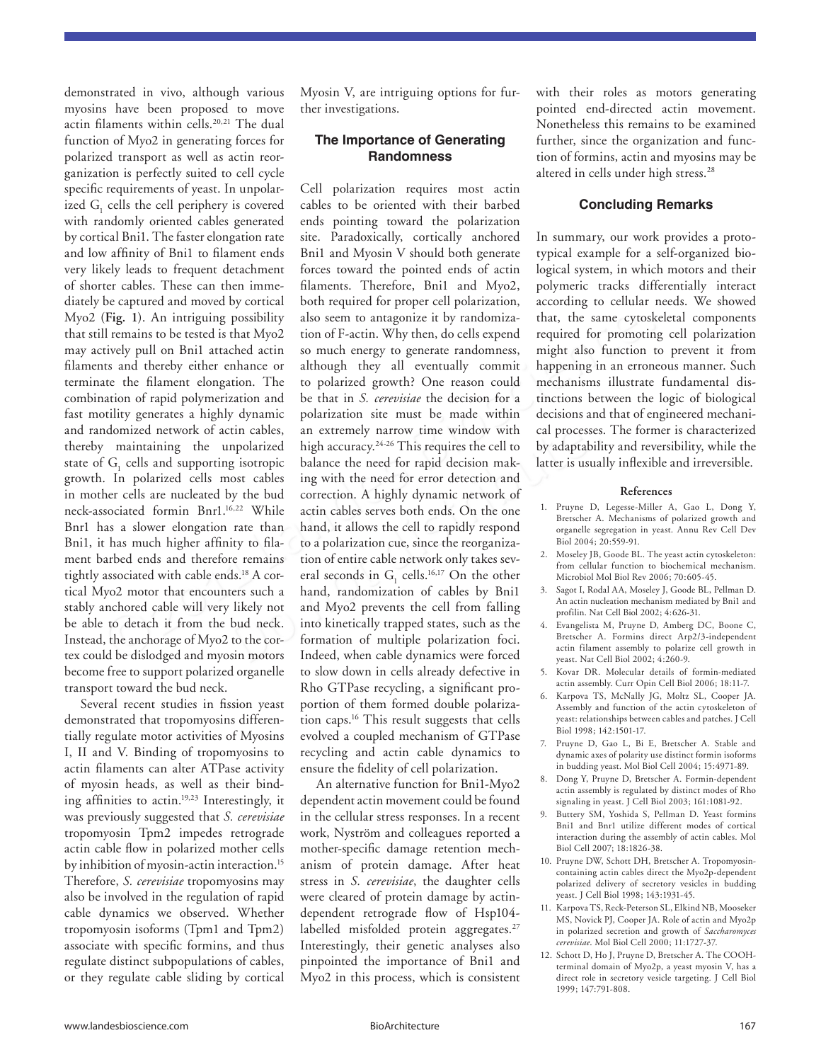demonstrated in vivo, although various myosins have been proposed to move actin filaments within cells.[20,21] The dual function of Myo2 in generating forces for polarized transport as well as actin reorganization is perfectly suited to cell cycle specific requirements of yeast. In unpolarized $G_1$ cells the cell periphery is covered with randomly oriented cables generated by cortical Bni1. The faster elongation rate and low affinity of Bni1 to filament ends very likely leads to frequent detachment of shorter cables. These can then immediately be captured and moved by cortical Myo2 (**Fig. 1**). An intriguing possibility that still remains to be tested is that Myo2 may actively pull on Bni1 attached actin filaments and thereby either enhance or terminate the filament elongation. The combination of rapid polymerization and fast motility generates a highly dynamic and randomized network of actin cables, thereby maintaining the unpolarized state of $G_1$ cells and supporting isotropic growth. In polarized cells most cables in mother cells are nucleated by the bud neck-associated formin Bnr1.[16,22] While Bnr1 has a slower elongation rate than Bni1, it has much higher affinity to filament barbed ends and therefore remains tightly associated with cable ends.[18] A cortical Myo2 motor that encounters such a stably anchored cable will very likely not be able to detach it from the bud neck. Instead, the anchorage of Myo2 to the cortex could be dislodged and myosin motors become free to support polarized organelle transport toward the bud neck.

Several recent studies in fission yeast demonstrated that tropomyosins differentially regulate motor activities of Myosins I, II and V. Binding of tropomyosins to actin filaments can alter ATPase activity of myosin heads, as well as their binding affinities to actin.[19,23] Interestingly, it was previously suggested that *S. cerevisiae* tropomyosin Tpm2 impedes retrograde actin cable flow in polarized mother cells by inhibition of myosin-actin interaction.[15] Therefore, *S. cerevisiae* tropomyosins may also be involved in the regulation of rapid cable dynamics we observed. Whether tropomyosin isoforms (Tpm1 and Tpm2) associate with specific formins, and thus regulate distinct subpopulations of cables, or they regulate cable sliding by cortical Myosin V, are intriguing options for further investigations.

## The Importance of Generating Randomness

Cell polarization requires most actin cables to be oriented with their barbed ends pointing toward the polarization site. Paradoxically, cortically anchored Bni1 and Myosin V should both generate forces toward the pointed ends of actin filaments. Therefore, Bni1 and Myo2, both required for proper cell polarization, also seem to antagonize it by randomization of F-actin. Why then, do cells expend so much energy to generate randomness, although they all eventually commit to polarized growth? One reason could be that in *S. cerevisiae* the decision for a polarization site must be made within an extremely narrow time window with high accuracy.[24-26] This requires the cell to balance the need for rapid decision making with the need for error detection and correction. A highly dynamic network of actin cables serves both ends. On the one hand, it allows the cell to rapidly respond to a polarization cue, since the reorganization of entire cable network only takes several seconds in $G_1$ cells.[16,17] On the other hand, randomization of cables by Bni1 and Myo2 prevents the cell from falling into kinetically trapped states, such as the formation of multiple polarization foci. Indeed, when cable dynamics were forced to slow down in cells already defective in Rho GTPase recycling, a significant proportion of them formed double polarization caps.[16] This result suggests that cells evolved a coupled mechanism of GTPase recycling and actin cable dynamics to ensure the fidelity of cell polarization.

An alternative function for Bni1-Myo2 dependent actin movement could be found in the cellular stress responses. In a recent work, Nyström and colleagues reported a mother-specific damage retention mechanism of protein damage. After heat stress in *S. cerevisiae*, the daughter cells were cleared of protein damage by actin-dependent retrograde flow of Hsp104-labelled misfolded protein aggregates.[27] Interestingly, their genetic analyses also pinpointed the importance of Bni1 and Myo2 in this process, which is consistent with their roles as motors generating pointed end-directed actin movement. Nonetheless this remains to be examined further, since the organization and function of formins, actin and myosins may be altered in cells under high stress.[28]

## Concluding Remarks

In summary, our work provides a prototypical example for a self-organized biological system, in which motors and their polymeric tracks differentially interact according to cellular needs. We showed that, the same cytoskeletal components required for promoting cell polarization might also function to prevent it from happening in an erroneous manner. Such mechanisms illustrate fundamental distinctions between the logic of biological decisions and that of engineered mechanical processes. The former is characterized by adaptability and reversibility, while the latter is usually inflexible and irreversible.

### References

1. Pruyne D, Legesse-Miller A, Gao L, Dong Y, Bretscher A. Mechanisms of polarized growth and organelle segregation in yeast. Annu Rev Cell Dev Biol 2004; 20:559-91.
2. Moseley JB, Goode BL. The yeast actin cytoskeleton: from cellular function to biochemical mechanism. Microbiol Mol Biol Rev 2006; 70:605-45.
3. Sagot I, Rodal AA, Moseley J, Goode BL, Pellman D. An actin nucleation mechanism mediated by Bni1 and profilin. Nat Cell Biol 2002; 4:626-31.
4. Evangelista M, Pruyne D, Amberg DC, Boone C, Bretscher A. Formins direct Arp2/3-independent actin filament assembly to polarize cell growth in yeast. Nat Cell Biol 2002; 4:260-9.
5. Kovar DR. Molecular details of formin-mediated actin assembly. Curr Opin Cell Biol 2006; 18:11-7.
6. Karpova TS, McNally JG, Moltz SL, Cooper JA. Assembly and function of the actin cytoskeleton of yeast: relationships between cables and patches. J Cell Biol 1998; 142:1501-17.
7. Pruyne D, Gao L, Bi E, Bretscher A. Stable and dynamic axes of polarity use distinct formin isoforms in budding yeast. Mol Biol Cell 2004; 15:4971-89.
8. Dong Y, Pruyne D, Bretscher A. Formin-dependent actin assembly is regulated by distinct modes of Rho signaling in yeast. J Cell Biol 2003; 161:1081-92.
9. Buttery SM, Yoshida S, Pellman D. Yeast formins Bni1 and Bnr1 utilize different modes of cortical interaction during the assembly of actin cables. Mol Biol Cell 2007; 18:1826-38.
10. Pruyne DW, Schott DH, Bretscher A. Tropomyosin-containing actin cables direct the Myo2p-dependent polarized delivery of secretory vesicles in budding yeast. J Cell Biol 1998; 143:1931-45.
11. Karpova TS, Reck-Peterson SL, Elkind NB, Mooseker MS, Novick PJ, Cooper JA. Role of actin and Myo2p in polarized secretion and growth of *Saccharomyces cerevisiae*. Mol Biol Cell 2000; 11:1727-37.
12. Schott D, Ho J, Pruyne D, Bretscher A. The COOH-terminal domain of Myo2p, a yeast myosin V, has a direct role in secretory vesicle targeting. J Cell Biol 1999; 147:791-808.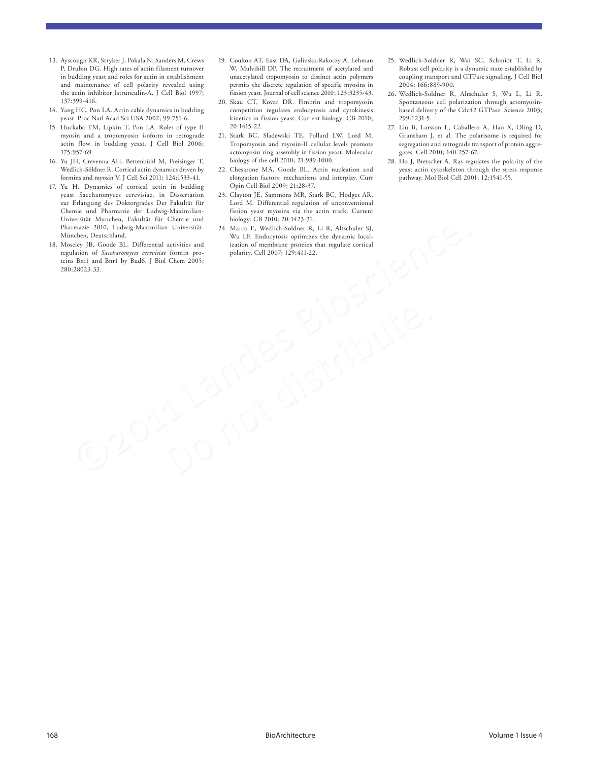13. Ayscough KR, Stryker J, Pokala N, Sanders M, Crews P, Drubin DG. High rates of actin filament turnover in budding yeast and roles for actin in establishment and maintenance of cell polarity revealed using the actin inhibitor latrunculin-A. J Cell Biol 1997; 137:399-416.
14. Yang HC, Pon LA. Actin cable dynamics in budding yeast. Proc Natl Acad Sci USA 2002; 99:751-6.
15. Huckaba TM, Lipkin T, Pon LA. Roles of type II myosin and a tropomyosin isoform in retrograde actin flow in budding yeast. J Cell Biol 2006; 175:957-69.
16. Yu JH, Crevenna AH, Bettenbühl M, Freisinger T, Wedlich-Söldner R. Cortical actin dynamics driven by formins and myosin V. J Cell Sci 2011; 124:1533-41.
17. Yu H. Dynamics of cortical actin in budding yeast Saccharomyces cerevisiae, in Dissertation zur Erlangung des Doktorgrades Der Fakultät für Chemie und Pharmazie der Ludwig-Maximilian-Universität Munchen, Fakultät für Chemie und Pharmazie 2010, Ludwig-Maximilian Universität: München, Deutschland.
18. Moseley JB, Goode BL. Differential activities and regulation of *Saccharomyces cerevisiae* formin proteins Bni1 and Bnr1 by Bud6. J Biol Chem 2005; 280:28023-33.
19. Coulton AT, East DA, Galinska-Rakoczy A, Lehman W, Mulvihill DP. The recruitment of acetylated and unacetylated tropomyosin to distinct actin polymers permits the discrete regulation of specific myosins in fission yeast. Journal of cell science 2010; 123:3235-43.
20. Skau CT, Kovar DR. Fimbrin and tropomyosin competition regulates endocytosis and cytokinesis kinetics in fission yeast. Current biology: CB 2010; 20:1415-22.
21. Stark BC, Sladewski TE, Pollard LW, Lord M. Tropomyosin and myosin-II cellular levels promote actomyosin ring assembly in fission yeast. Molecular biology of the cell 2010; 21:989-1000.
22. Chesarone MA, Goode BL. Actin nucleation and elongation factors: mechanisms and interplay. Curr Opin Cell Biol 2009; 21:28-37.
23. Clayton JE, Sammons MR, Stark BC, Hodges AR, Lord M. Differential regulation of unconventional fission yeast myosins via the actin track. Current biology: CB 2010; 20:1423-31.
24. Marco E, Wedlich-Soldner R, Li R, Altschuler SJ, Wu LF. Endocytosis optimizes the dynamic localization of membrane proteins that regulate cortical polarity. Cell 2007; 129:411-22.
25. Wedlich-Soldner R, Wai SC, Schmidt T, Li R. Robust cell polarity is a dynamic state established by coupling transport and GTPase signaling. J Cell Biol 2004; 166:889-900.
26. Wedlich-Soldner R, Altschuler S, Wu L, Li R. Spontaneous cell polarization through actomyosin-based delivery of the Cdc42 GTPase. Science 2003; 299:1231-5.
27. Liu B, Larsson L, Caballero A, Hao X, Oling D, Grantham J, et al. The polarisome is required for segregation and retrograde transport of protein aggregates. Cell 2010; 140:257-67.
28. Ho J, Bretscher A. Ras regulates the polarity of the yeast actin cytoskeleton through the stress response pathway. Mol Biol Cell 2001; 12:1541-55.